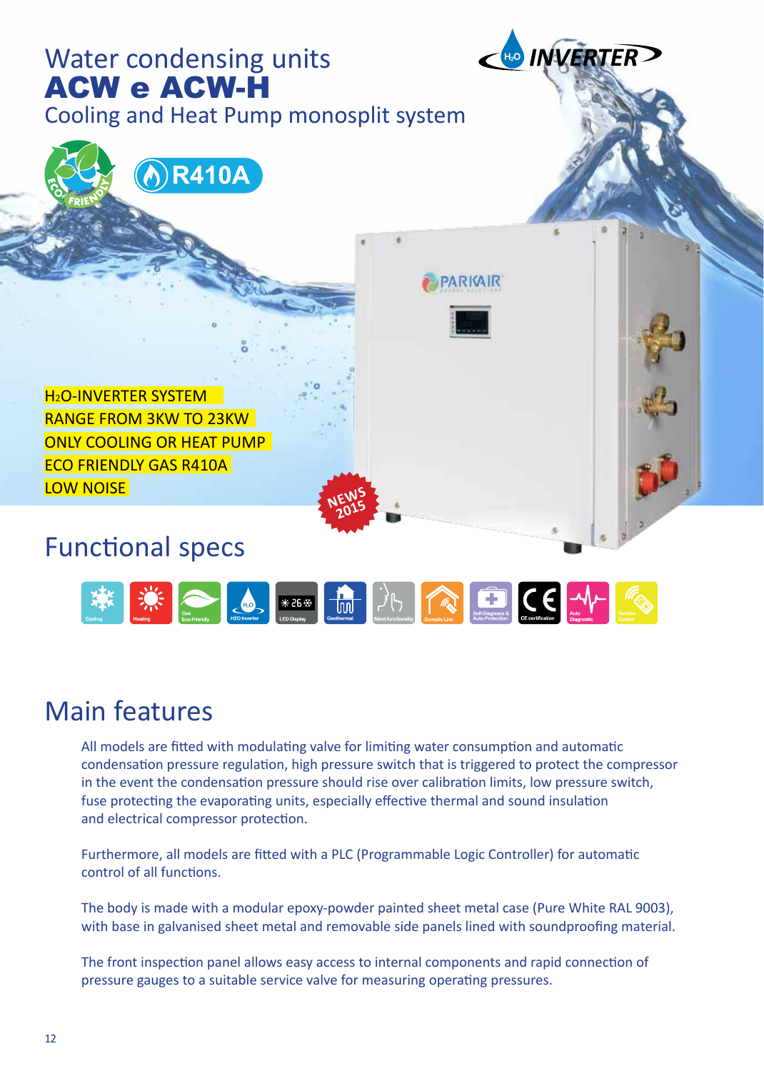# Water condensing units
# ACW e ACW-H

Cooling and Heat Pump monosplit system

$H_2O$ INVERTER

ECO FRIENDLY

R410A

- $H_2O$-INVERTER SYSTEM
- RANGE FROM 3KW TO 23KW
- ONLY COOLING OR HEAT PUMP
- ECO FRIENDLY GAS R410A
- LOW NOISE

NEWS 2015

## Functional specs

Cooling · Heating · Gas Eco-Friendly · H2O Inverter · LED Display · Geothermal · Silent functionality · Domotic Link · Self-Diagnosis & Auto-Protection · CE certification · Auto Diagnostic · Remote Control

## Main features

All models are fitted with modulating valve for limiting water consumption and automatic condensation pressure regulation, high pressure switch that is triggered to protect the compressor in the event the condensation pressure should rise over calibration limits, low pressure switch, fuse protecting the evaporating units, especially effective thermal and sound insulation and electrical compressor protection.

Furthermore, all models are fitted with a PLC (Programmable Logic Controller) for automatic control of all functions.

The body is made with a modular epoxy-powder painted sheet metal case (Pure White RAL 9003), with base in galvanised sheet metal and removable side panels lined with soundproofing material.

The front inspection panel allows easy access to internal components and rapid connection of pressure gauges to a suitable service valve for measuring operating pressures.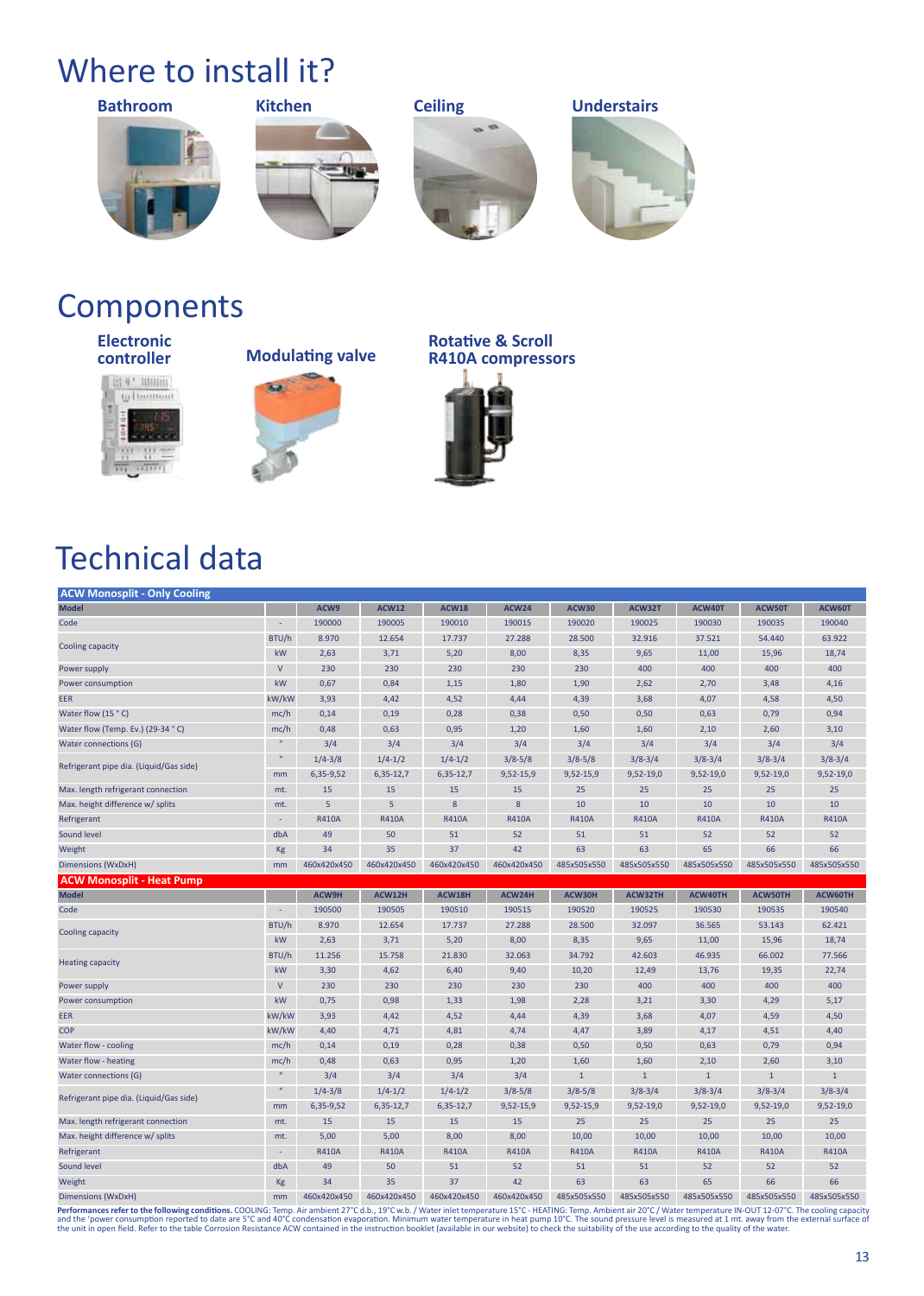# Where to install it?

**Bathroom** **Kitchen** **Ceiling** **Understairs**

# Components

**Electronic controller**

**Modulating valve**

**Rotative & Scroll R410A compressors**

# Technical data

| ACW Monosplit - Only Cooling | | | | | | | | | | |
|---|---|---|---|---|---|---|---|---|---|---|
| **Model** | | ACW9 | ACW12 | ACW18 | ACW24 | ACW30 | ACW32T | ACW40T | ACW50T | ACW60T |
| Code | - | 190000 | 190005 | 190010 | 190015 | 190020 | 190025 | 190030 | 190035 | 190040 |
| Cooling capacity | BTU/h | 8.970 | 12.654 | 17.737 | 27.288 | 28.500 | 32.916 | 37.521 | 54.440 | 63.922 |
| | kW | 2,63 | 3,71 | 5,20 | 8,00 | 8,35 | 9,65 | 11,00 | 15,96 | 18,74 |
| Power supply | V | 230 | 230 | 230 | 230 | 230 | 400 | 400 | 400 | 400 |
| Power consumption | kW | 0,67 | 0,84 | 1,15 | 1,80 | 1,90 | 2,62 | 2,70 | 3,48 | 4,16 |
| EER | kW/kW | 3,93 | 4,42 | 4,52 | 4,44 | 4,39 | 3,68 | 4,07 | 4,58 | 4,50 |
| Water flow (15 ° C) | mc/h | 0,14 | 0,19 | 0,28 | 0,38 | 0,50 | 0,50 | 0,63 | 0,79 | 0,94 |
| Water flow (Temp. Ev.) (29-34 ° C) | mc/h | 0,48 | 0,63 | 0,95 | 1,20 | 1,60 | 1,60 | 2,10 | 2,60 | 3,10 |
| Water connections (G) | " | 3/4 | 3/4 | 3/4 | 3/4 | 3/4 | 3/4 | 3/4 | 3/4 | 3/4 |
| Refrigerant pipe dia. (Liquid/Gas side) | " | 1/4-3/8 | 1/4-1/2 | 1/4-1/2 | 3/8-5/8 | 3/8-5/8 | 3/8-3/4 | 3/8-3/4 | 3/8-3/4 | 3/8-3/4 |
| | mm | 6,35-9,52 | 6,35-12,7 | 6,35-12,7 | 9,52-15,9 | 9,52-15,9 | 9,52-19,0 | 9,52-19,0 | 9,52-19,0 | 9,52-19,0 |
| Max. length refrigerant connection | mt. | 15 | 15 | 15 | 15 | 25 | 25 | 25 | 25 | 25 |
| Max. height difference w/ splits | mt. | 5 | 5 | 8 | 8 | 10 | 10 | 10 | 10 | 10 |
| Refrigerant | - | R410A | R410A | R410A | R410A | R410A | R410A | R410A | R410A | R410A |
| Sound level | dbA | 49 | 50 | 51 | 52 | 51 | 51 | 52 | 52 | 52 |
| Weight | Kg | 34 | 35 | 37 | 42 | 63 | 63 | 65 | 66 | 66 |
| Dimensions (WxDxH) | mm | 460x420x450 | 460x420x450 | 460x420x450 | 460x420x450 | 485x505x550 | 485x505x550 | 485x505x550 | 485x505x550 | 485x505x550 |

| ACW Monosplit - Heat Pump | | | | | | | | | | |
|---|---|---|---|---|---|---|---|---|---|---|
| **Model** | | ACW9H | ACW12H | ACW18H | ACW24H | ACW30H | ACW32TH | ACW40TH | ACW50TH | ACW60TH |
| Code | - | 190500 | 190505 | 190510 | 190515 | 190520 | 190525 | 190530 | 190535 | 190540 |
| Cooling capacity | BTU/h | 8.970 | 12.654 | 17.737 | 27.288 | 28.500 | 32.097 | 36.565 | 53.143 | 62.421 |
| | kW | 2,63 | 3,71 | 5,20 | 8,00 | 8,35 | 9,65 | 11,00 | 15,96 | 18,74 |
| Heating capacity | BTU/h | 11.256 | 15.758 | 21.830 | 32.063 | 34.792 | 42.603 | 46.935 | 66.002 | 77.566 |
| | kW | 3,30 | 4,62 | 6,40 | 9,40 | 10,20 | 12,49 | 13,76 | 19,35 | 22,74 |
| Power supply | V | 230 | 230 | 230 | 230 | 230 | 400 | 400 | 400 | 400 |
| Power consumption | kW | 0,75 | 0,98 | 1,33 | 1,98 | 2,28 | 3,21 | 3,30 | 4,29 | 5,17 |
| EER | kW/kW | 3,93 | 4,42 | 4,52 | 4,44 | 4,39 | 3,68 | 4,07 | 4,59 | 4,50 |
| COP | kW/kW | 4,40 | 4,71 | 4,81 | 4,74 | 4,47 | 3,89 | 4,17 | 4,51 | 4,40 |
| Water flow - cooling | mc/h | 0,14 | 0,19 | 0,28 | 0,38 | 0,50 | 0,50 | 0,63 | 0,79 | 0,94 |
| Water flow - heating | mc/h | 0,48 | 0,63 | 0,95 | 1,20 | 1,60 | 1,60 | 2,10 | 2,60 | 3,10 |
| Water connections (G) | " | 3/4 | 3/4 | 3/4 | 3/4 | 1 | 1 | 1 | 1 | 1 |
| Refrigerant pipe dia. (Liquid/Gas side) | " | 1/4-3/8 | 1/4-1/2 | 1/4-1/2 | 3/8-5/8 | 3/8-5/8 | 3/8-3/4 | 3/8-3/4 | 3/8-3/4 | 3/8-3/4 |
| | mm | 6,35-9,52 | 6,35-12,7 | 6,35-12,7 | 9,52-15,9 | 9,52-15,9 | 9,52-19,0 | 9,52-19,0 | 9,52-19,0 | 9,52-19,0 |
| Max. length refrigerant connection | mt. | 15 | 15 | 15 | 15 | 25 | 25 | 25 | 25 | 25 |
| Max. height difference w/ splits | mt. | 5,00 | 5,00 | 8,00 | 8,00 | 10,00 | 10,00 | 10,00 | 10,00 | 10,00 |
| Refrigerant | - | R410A | R410A | R410A | R410A | R410A | R410A | R410A | R410A | R410A |
| Sound level | dbA | 49 | 50 | 51 | 52 | 51 | 51 | 52 | 52 | 52 |
| Weight | Kg | 34 | 35 | 37 | 42 | 63 | 63 | 65 | 66 | 66 |
| Dimensions (WxDxH) | mm | 460x420x450 | 460x420x450 | 460x420x450 | 460x420x450 | 485x505x550 | 485x505x550 | 485x505x550 | 485x505x550 | 485x505x550 |

**Performances refer to the following conditions.** COOLING: Temp. Air ambient 27°C d.b., 19°C w.b. / Water inlet temperature 15°C - HEATING: Temp. Ambient air 20°C / Water temperature IN-OUT 12-07°C. The cooling capacity and the 'power consumption reported to date are 5°C and 40°C condensation evaporation. Minimum water temperature in heat pump 10°C. The sound pressure level is measured at 1 mt. away from the external surface of the unit in open field. Refer to the table Corrosion Resistance ACW contained in the instruction booklet (available in our website) to check the suitability of the use according to the quality of the water.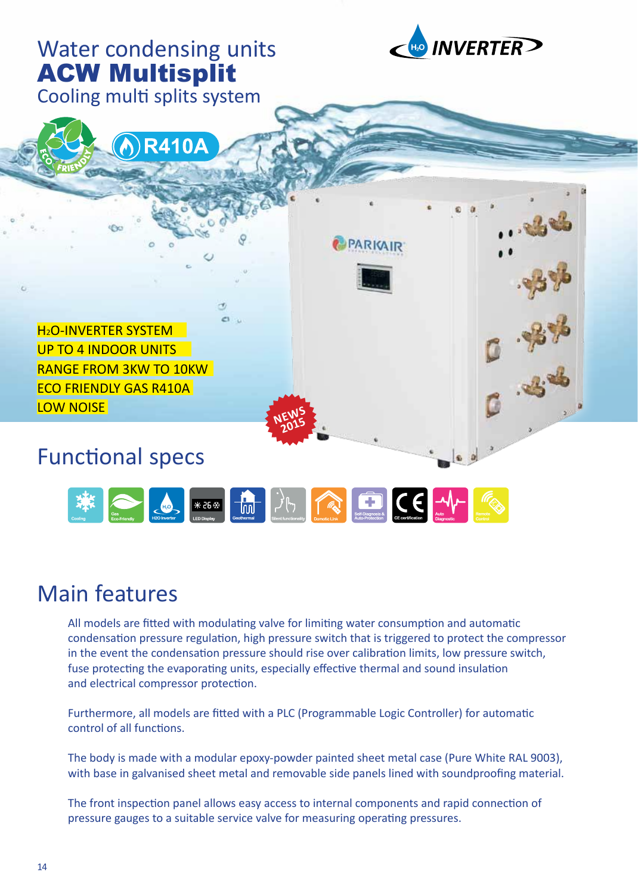# Water condensing units
# ACW Multisplit
## Cooling multi splits system

$H_2O$ INVERTER

R410A

$H_2O$-INVERTER SYSTEM
UP TO 4 INDOOR UNITS
RANGE FROM 3KW TO 10KW
ECO FRIENDLY GAS R410A
LOW NOISE

NEWS 2015

## Functional specs

Cooling | Gas Eco-Friendly | H2O Inverter | LED Display | Geothermal | Silent functionality | Domotic Link | Self-Diagnosis & Auto-Protection | CE certification | Auto Diagnostic | Remote Control

## Main features

All models are fitted with modulating valve for limiting water consumption and automatic condensation pressure regulation, high pressure switch that is triggered to protect the compressor in the event the condensation pressure should rise over calibration limits, low pressure switch, fuse protecting the evaporating units, especially effective thermal and sound insulation and electrical compressor protection.

Furthermore, all models are fitted with a PLC (Programmable Logic Controller) for automatic control of all functions.

The body is made with a modular epoxy-powder painted sheet metal case (Pure White RAL 9003), with base in galvanised sheet metal and removable side panels lined with soundproofing material.

The front inspection panel allows easy access to internal components and rapid connection of pressure gauges to a suitable service valve for measuring operating pressures.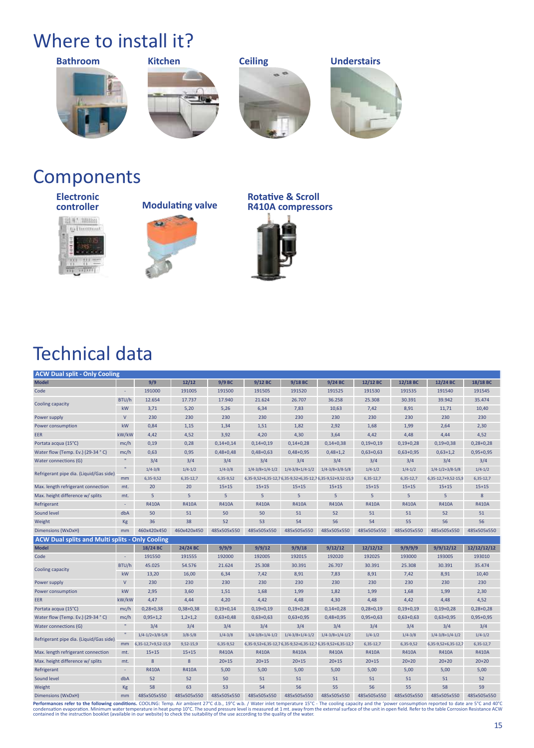# Where to install it?

**Bathroom** **Kitchen** **Ceiling** **Understairs**

# Components

**Electronic controller**

**Modulating valve**

**Rotative & Scroll R410A compressors**

# Technical data

| ACW Dual split - Only Cooling | | | | | | | | | | | |
|---|---|---|---|---|---|---|---|---|---|---|---|
| **Model** | | **9/9** | **12/12** | **9/9 BC** | **9/12 BC** | **9/18 BC** | **9/24 BC** | **12/12 BC** | **12/18 BC** | **12/24 BC** | **18/18 BC** |
| Code | - | 191000 | 191005 | 191500 | 191505 | 191520 | 191525 | 191530 | 191535 | 191540 | 191545 |
| Cooling capacity | BTU/h | 12.654 | 17.737 | 17.940 | 21.624 | 26.707 | 36.258 | 25.308 | 30.391 | 39.942 | 35.474 |
| | kW | 3,71 | 5,20 | 5,26 | 6,34 | 7,83 | 10,63 | 7,42 | 8,91 | 11,71 | 10,40 |
| Power supply | V | 230 | 230 | 230 | 230 | 230 | 230 | 230 | 230 | 230 | 230 |
| Power consumption | kW | 0,84 | 1,15 | 1,34 | 1,51 | 1,82 | 2,92 | 1,68 | 1,99 | 2,64 | 2,30 |
| EER | kW/kW | 4,42 | 4,52 | 3,92 | 4,20 | 4,30 | 3,64 | 4,42 | 4,48 | 4,44 | 4,52 |
| Portata acqua (15°C) | mc/h | 0,19 | 0,28 | 0,14+0,14 | 0,14+0,19 | 0,14+0,28 | 0,14+0,38 | 0,19+0,19 | 0,19+0,28 | 0,19+0,38 | 0,28+0,28 |
| Water flow (Temp. Ev.) (29-34 ° C) | mc/h | 0,63 | 0,95 | 0,48+0,48 | 0,48+0,63 | 0,48+0,95 | 0,48+1,2 | 0,63+0,63 | 0,63+0,95 | 0,63+1,2 | 0,95+0,95 |
| Water connections (G) | " | 3/4 | 3/4 | 3/4 | 3/4 | 3/4 | 3/4 | 3/4 | 3/4 | 3/4 | 3/4 |
| Refrigerant pipe dia. (Liquid/Gas side) | " | 1/4-3/8 | 1/4-1/2 | 1/4-3/8 | 1/4-3/8+1/4-1/2 | 1/4-3/8+1/4-1/2 | 1/4-3/8+3/8-5/8 | 1/4-1/2 | 1/4-1/2 | 1/4-1/2+3/8-5/8 | 1/4-1/2 |
| | mm | 6,35-9,52 | 6,35-12,7 | 6,35-9,52 | 6,35-9,52+6,35-12,7 | 6,35-9,52+6,35-12,7 | 6,35-9,52+9,52-15,9 | 6,35-12,7 | 6,35-12,7 | 6,35-12,7+9,52-15,9 | 6,35-12,7 |
| Max. length refrigerant connection | mt. | 20 | 20 | 15+15 | 15+15 | 15+15 | 15+15 | 15+15 | 15+15 | 15+15 | 15+15 |
| Max. height difference w/ splits | mt. | 5 | 5 | 5 | 5 | 5 | 5 | 5 | 5 | 5 | 8 |
| Refrigerant | - | R410A | R410A | R410A | R410A | R410A | R410A | R410A | R410A | R410A | R410A |
| Sound level | dbA | 50 | 51 | 50 | 50 | 51 | 52 | 51 | 51 | 52 | 51 |
| Weight | Kg | 36 | 38 | 52 | 53 | 54 | 56 | 54 | 55 | 56 | 56 |
| Dimensions (WxDxH) | mm | 460x420x450 | 460x420x450 | 485x505x550 | 485x505x550 | 485x505x550 | 485x505x550 | 485x505x550 | 485x505x550 | 485x505x550 | 485x505x550 |
| **ACW Dual splits and Multi splits - Only Cooling** | | | | | | | | | | | |
| **Model** | | **18/24 BC** | **24/24 BC** | **9/9/9** | **9/9/12** | **9/9/18** | **9/12/12** | **12/12/12** | **9/9/9/9** | **9/9/12/12** | **12/12/12/12** |
| Code | - | 191550 | 191555 | 192000 | 192005 | 192015 | 192020 | 192025 | 193000 | 193005 | 193010 |
| Cooling capacity | BTU/h | 45.025 | 54.576 | 21.624 | 25.308 | 30.391 | 26.707 | 30.391 | 25.308 | 30.391 | 35.474 |
| | kW | 13,20 | 16,00 | 6,34 | 7,42 | 8,91 | 7,83 | 8,91 | 7,42 | 8,91 | 10,40 |
| Power supply | V | 230 | 230 | 230 | 230 | 230 | 230 | 230 | 230 | 230 | 230 |
| Power consumption | kW | 2,95 | 3,60 | 1,51 | 1,68 | 1,99 | 1,82 | 1,99 | 1,68 | 1,99 | 2,30 |
| EER | kW/kW | 4,47 | 4,44 | 4,20 | 4,42 | 4,48 | 4,30 | 4,48 | 4,42 | 4,48 | 4,52 |
| Portata acqua (15°C) | mc/h | 0,28+0,38 | 0,38+0,38 | 0,19+0,14 | 0,19+0,19 | 0,19+0,28 | 0,14+0,28 | 0,28+0,19 | 0,19+0,19 | 0,19+0,28 | 0,28+0,28 |
| Water flow (Temp. Ev.) (29-34 ° C) | mc/h | 0,95+1,2 | 1,2+1,2 | 0,63+0,48 | 0,63+0,63 | 0,63+0,95 | 0,48+0,95 | 0,95+0,63 | 0,63+0,63 | 0,63+0,95 | 0,95+0,95 |
| Water connections (G) | " | 3/4 | 3/4 | 3/4 | 3/4 | 3/4 | 3/4 | 3/4 | 3/4 | 3/4 | 3/4 |
| Refrigerant pipe dia. (Liquid/Gas side) | " | 1/4-1/2+3/8-5/8 | 3/8-5/8 | 1/4-3/8 | 1/4-3/8+1/4-1/2 | 1/4-3/8+1/4-1/2 | 1/4-3/8+1/4-1/2 | 1/4-1/2 | 1/4-3/8 | 1/4-3/8+1/4-1/2 | 1/4-1/2 |
| | mm | 6,35-12,7+9,52-15,9 | 9,52-15,9 | 6,35-9,52 | 6,35-9,52+6,35-12,7 | 6,35-9,52+6,35-12,7 | 6,35-9,52+6,35-12,7 | 6,35-12,7 | 6,35-9,52 | 6,35-9,52+6,35-12,7 | 6,35-12,7 |
| Max. length refrigerant connection | mt. | 15+15 | 15+15 | R410A | R410A | R410A | R410A | R410A | R410A | R410A | R410A |
| Max. height difference w/ splits | mt. | 8 | 8 | 20+15 | 20+15 | 20+15 | 20+15 | 20+15 | 20+20 | 20+20 | 20+20 |
| Refrigerant | - | R410A | R410A | 5,00 | 5,00 | 5,00 | 5,00 | 5,00 | 5,00 | 5,00 | 5,00 |
| Sound level | dbA | 52 | 52 | 50 | 51 | 51 | 51 | 51 | 51 | 51 | 52 |
| Weight | Kg | 58 | 63 | 53 | 54 | 56 | 55 | 56 | 55 | 58 | 59 |
| Dimensions (WxDxH) | mm | 485x505x550 | 485x505x550 | 485x505x550 | 485x505x550 | 485x505x550 | 485x505x550 | 485x505x550 | 485x505x550 | 485x505x550 | 485x505x550 |

**Performances refer to the following conditions.** COOLING: Temp. Air ambient 27°C d.b., 19°C w.b. / Water inlet temperature 15°C - The cooling capacity and the 'power consumption reported to date are 5°C and 40°C condensation evaporation. Minimum water temperature in heat pump 10°C. The sound pressure level is measured at 1 mt. away from the external surface of the unit in open field. Refer to the table Corrosion Resistance ACW contained in the instruction booklet (available in our website) to check the suitability of the use according to the quality of the water.